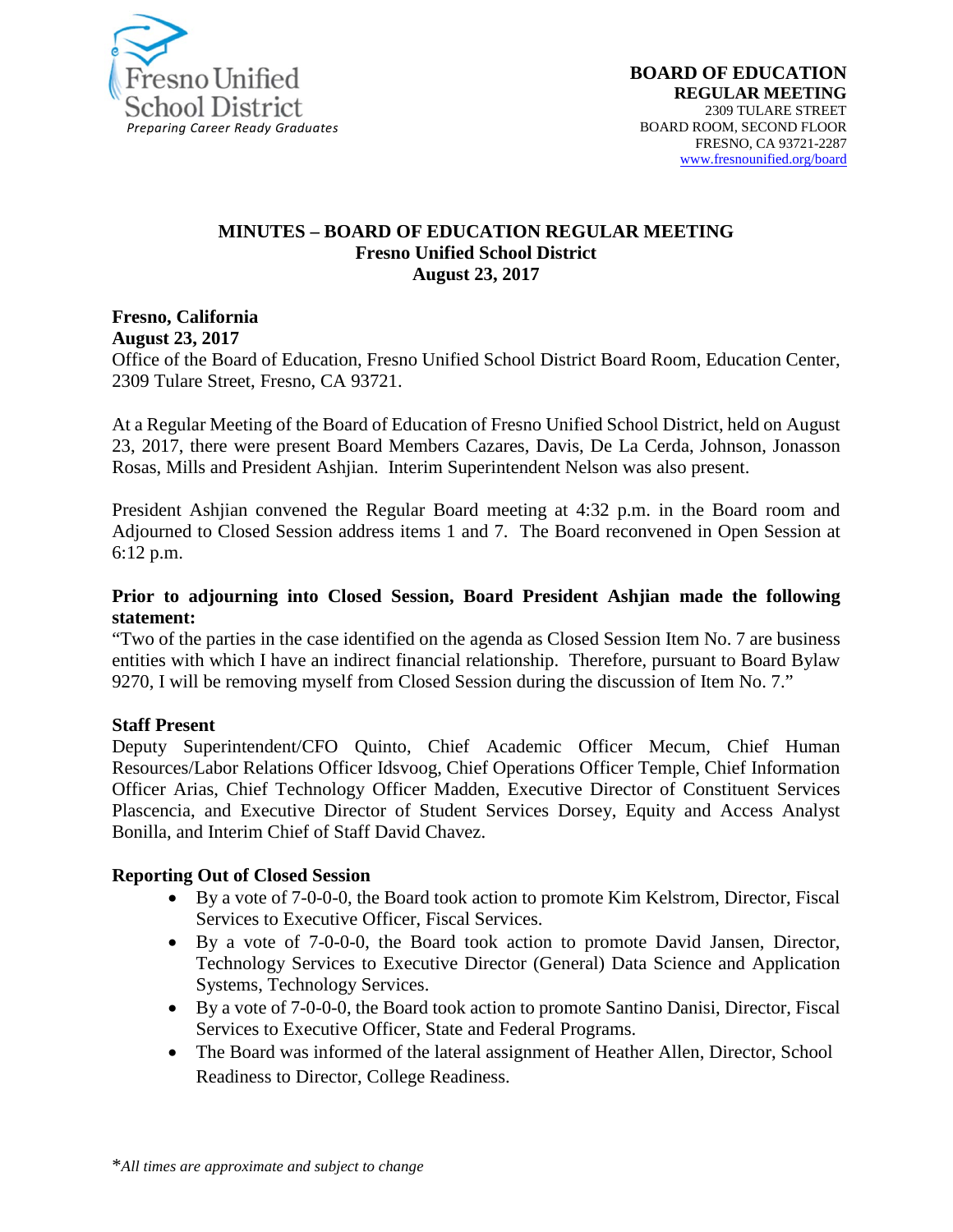Fresno Unified School District
*Preparing Career Ready Graduates*

**BOARD OF EDUCATION**
**REGULAR MEETING**
2309 TULARE STREET
BOARD ROOM, SECOND FLOOR
FRESNO, CA 93721-2287
www.fresnounified.org/board

# MINUTES – BOARD OF EDUCATION REGULAR MEETING
## Fresno Unified School District
## August 23, 2017

**Fresno, California**
**August 23, 2017**
Office of the Board of Education, Fresno Unified School District Board Room, Education Center, 2309 Tulare Street, Fresno, CA 93721.

At a Regular Meeting of the Board of Education of Fresno Unified School District, held on August 23, 2017, there were present Board Members Cazares, Davis, De La Cerda, Johnson, Jonasson Rosas, Mills and President Ashjian. Interim Superintendent Nelson was also present.

President Ashjian convened the Regular Board meeting at 4:32 p.m. in the Board room and Adjourned to Closed Session address items 1 and 7. The Board reconvened in Open Session at 6:12 p.m.

**Prior to adjourning into Closed Session, Board President Ashjian made the following statement:**
"Two of the parties in the case identified on the agenda as Closed Session Item No. 7 are business entities with which I have an indirect financial relationship. Therefore, pursuant to Board Bylaw 9270, I will be removing myself from Closed Session during the discussion of Item No. 7."

**Staff Present**
Deputy Superintendent/CFO Quinto, Chief Academic Officer Mecum, Chief Human Resources/Labor Relations Officer Idsvoog, Chief Operations Officer Temple, Chief Information Officer Arias, Chief Technology Officer Madden, Executive Director of Constituent Services Plascencia, and Executive Director of Student Services Dorsey, Equity and Access Analyst Bonilla, and Interim Chief of Staff David Chavez.

**Reporting Out of Closed Session**

- By a vote of 7-0-0-0, the Board took action to promote Kim Kelstrom, Director, Fiscal Services to Executive Officer, Fiscal Services.
- By a vote of 7-0-0-0, the Board took action to promote David Jansen, Director, Technology Services to Executive Director (General) Data Science and Application Systems, Technology Services.
- By a vote of 7-0-0-0, the Board took action to promote Santino Danisi, Director, Fiscal Services to Executive Officer, State and Federal Programs.
- The Board was informed of the lateral assignment of Heather Allen, Director, School Readiness to Director, College Readiness.

*\*All times are approximate and subject to change*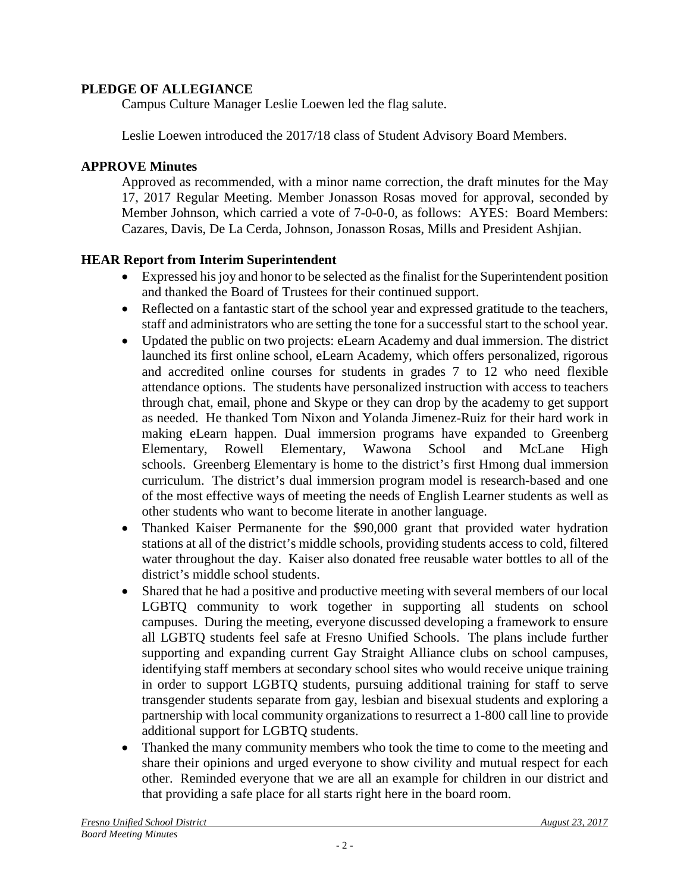**PLEDGE OF ALLEGIANCE**

Campus Culture Manager Leslie Loewen led the flag salute.

Leslie Loewen introduced the 2017/18 class of Student Advisory Board Members.

**APPROVE Minutes**

Approved as recommended, with a minor name correction, the draft minutes for the May 17, 2017 Regular Meeting. Member Jonasson Rosas moved for approval, seconded by Member Johnson, which carried a vote of 7-0-0-0, as follows: AYES: Board Members: Cazares, Davis, De La Cerda, Johnson, Jonasson Rosas, Mills and President Ashjian.

**HEAR Report from Interim Superintendent**

- Expressed his joy and honor to be selected as the finalist for the Superintendent position and thanked the Board of Trustees for their continued support.
- Reflected on a fantastic start of the school year and expressed gratitude to the teachers, staff and administrators who are setting the tone for a successful start to the school year.
- Updated the public on two projects: eLearn Academy and dual immersion. The district launched its first online school, eLearn Academy, which offers personalized, rigorous and accredited online courses for students in grades 7 to 12 who need flexible attendance options. The students have personalized instruction with access to teachers through chat, email, phone and Skype or they can drop by the academy to get support as needed. He thanked Tom Nixon and Yolanda Jimenez-Ruiz for their hard work in making eLearn happen. Dual immersion programs have expanded to Greenberg Elementary, Rowell Elementary, Wawona School and McLane High schools. Greenberg Elementary is home to the district's first Hmong dual immersion curriculum. The district's dual immersion program model is research-based and one of the most effective ways of meeting the needs of English Learner students as well as other students who want to become literate in another language.
- Thanked Kaiser Permanente for the $90,000 grant that provided water hydration stations at all of the district's middle schools, providing students access to cold, filtered water throughout the day. Kaiser also donated free reusable water bottles to all of the district's middle school students.
- Shared that he had a positive and productive meeting with several members of our local LGBTQ community to work together in supporting all students on school campuses. During the meeting, everyone discussed developing a framework to ensure all LGBTQ students feel safe at Fresno Unified Schools. The plans include further supporting and expanding current Gay Straight Alliance clubs on school campuses, identifying staff members at secondary school sites who would receive unique training in order to support LGBTQ students, pursuing additional training for staff to serve transgender students separate from gay, lesbian and bisexual students and exploring a partnership with local community organizations to resurrect a 1-800 call line to provide additional support for LGBTQ students.
- Thanked the many community members who took the time to come to the meeting and share their opinions and urged everyone to show civility and mutual respect for each other. Reminded everyone that we are all an example for children in our district and that providing a safe place for all starts right here in the board room.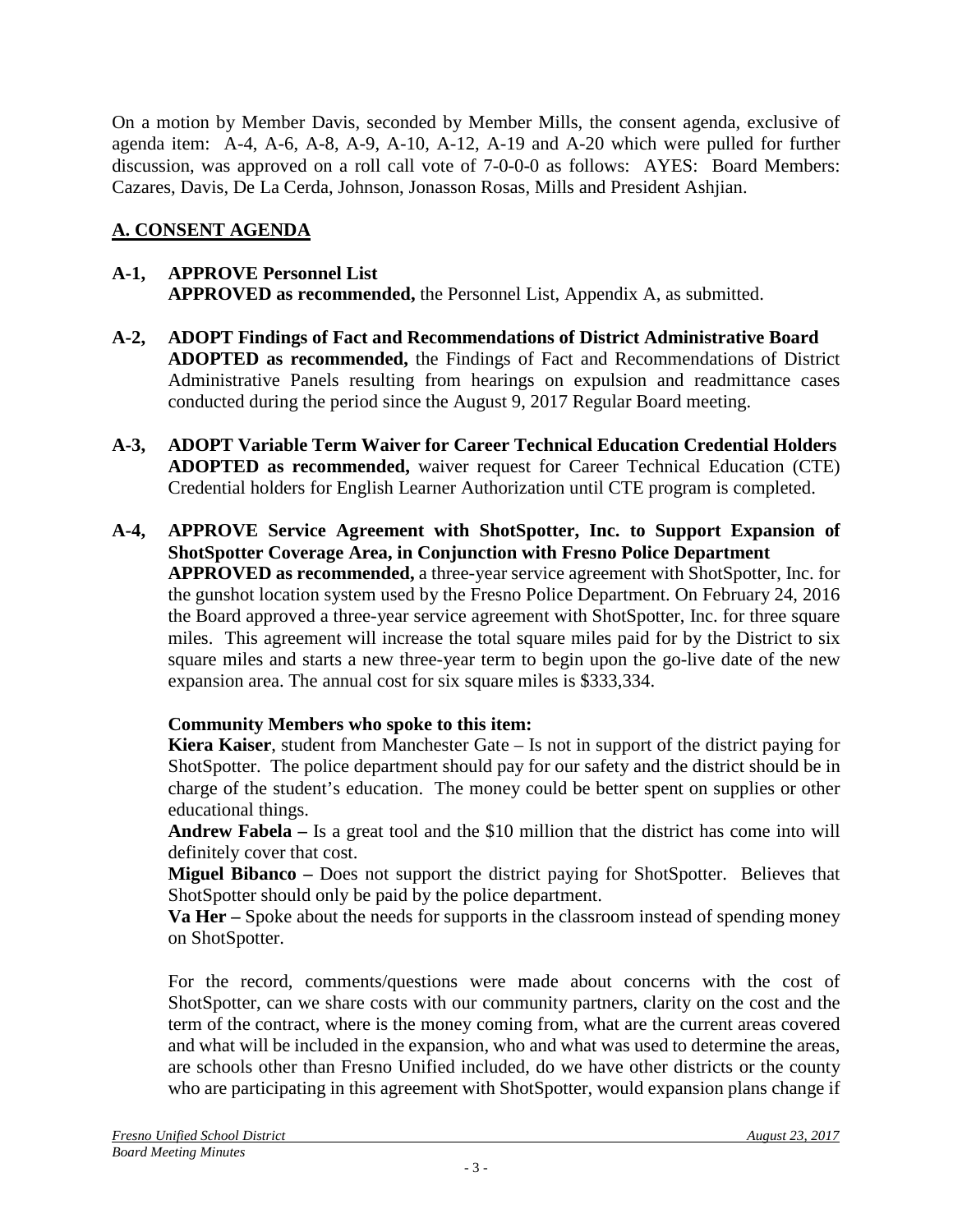On a motion by Member Davis, seconded by Member Mills, the consent agenda, exclusive of agenda item: A-4, A-6, A-8, A-9, A-10, A-12, A-19 and A-20 which were pulled for further discussion, was approved on a roll call vote of 7-0-0-0 as follows: AYES: Board Members: Cazares, Davis, De La Cerda, Johnson, Jonasson Rosas, Mills and President Ashjian.

## A. CONSENT AGENDA

**A-1, APPROVE Personnel List**
**APPROVED as recommended,** the Personnel List, Appendix A, as submitted.

**A-2, ADOPT Findings of Fact and Recommendations of District Administrative Board**
**ADOPTED as recommended,** the Findings of Fact and Recommendations of District Administrative Panels resulting from hearings on expulsion and readmittance cases conducted during the period since the August 9, 2017 Regular Board meeting.

**A-3, ADOPT Variable Term Waiver for Career Technical Education Credential Holders**
**ADOPTED as recommended,** waiver request for Career Technical Education (CTE) Credential holders for English Learner Authorization until CTE program is completed.

**A-4, APPROVE Service Agreement with ShotSpotter, Inc. to Support Expansion of ShotSpotter Coverage Area, in Conjunction with Fresno Police Department**
**APPROVED as recommended,** a three-year service agreement with ShotSpotter, Inc. for the gunshot location system used by the Fresno Police Department. On February 24, 2016 the Board approved a three-year service agreement with ShotSpotter, Inc. for three square miles. This agreement will increase the total square miles paid for by the District to six square miles and starts a new three-year term to begin upon the go-live date of the new expansion area. The annual cost for six square miles is $333,334.

**Community Members who spoke to this item:**
**Kiera Kaiser**, student from Manchester Gate – Is not in support of the district paying for ShotSpotter. The police department should pay for our safety and the district should be in charge of the student's education. The money could be better spent on supplies or other educational things.
**Andrew Fabela –** Is a great tool and the $10 million that the district has come into will definitely cover that cost.
**Miguel Bibanco –** Does not support the district paying for ShotSpotter. Believes that ShotSpotter should only be paid by the police department.
**Va Her –** Spoke about the needs for supports in the classroom instead of spending money on ShotSpotter.

For the record, comments/questions were made about concerns with the cost of ShotSpotter, can we share costs with our community partners, clarity on the cost and the term of the contract, where is the money coming from, what are the current areas covered and what will be included in the expansion, who and what was used to determine the areas, are schools other than Fresno Unified included, do we have other districts or the county who are participating in this agreement with ShotSpotter, would expansion plans change if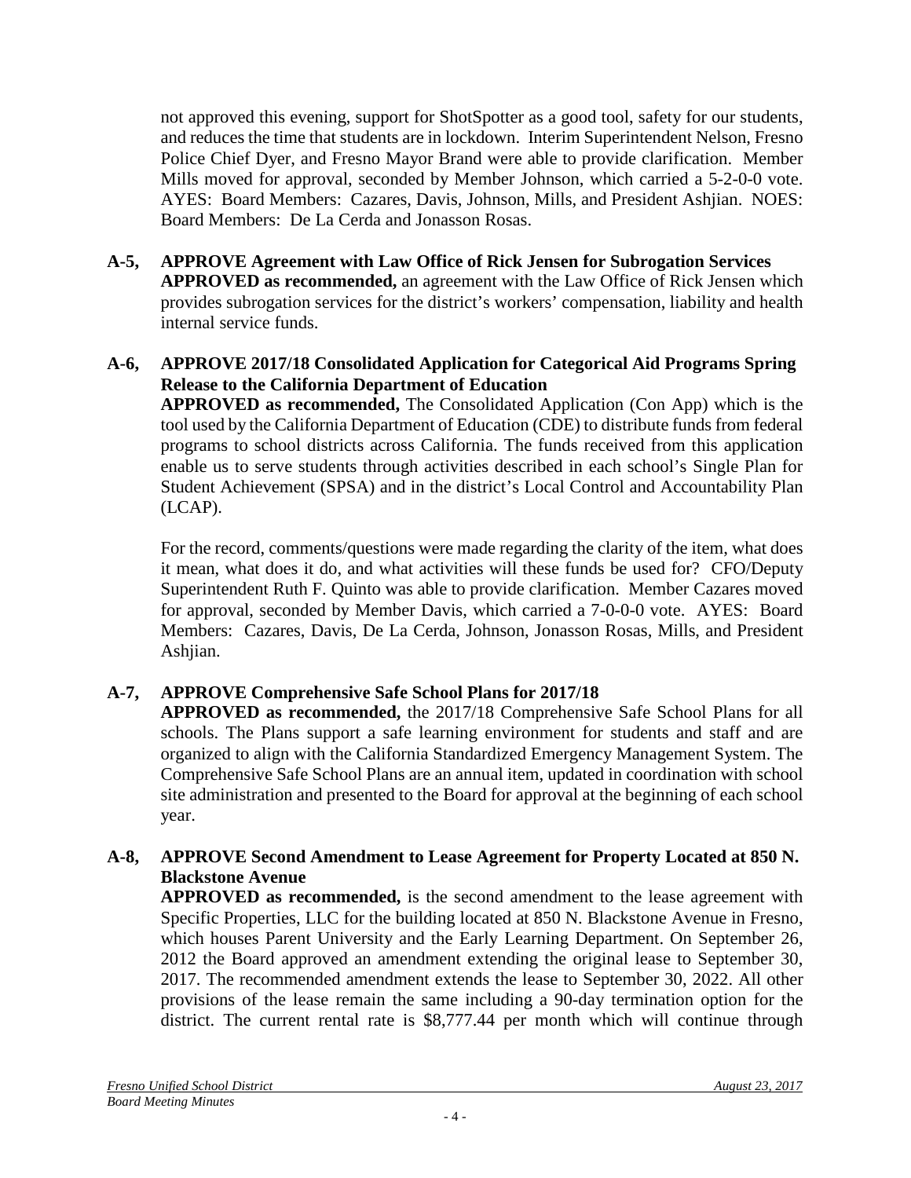not approved this evening, support for ShotSpotter as a good tool, safety for our students, and reduces the time that students are in lockdown. Interim Superintendent Nelson, Fresno Police Chief Dyer, and Fresno Mayor Brand were able to provide clarification. Member Mills moved for approval, seconded by Member Johnson, which carried a 5-2-0-0 vote. AYES: Board Members: Cazares, Davis, Johnson, Mills, and President Ashjian. NOES: Board Members: De La Cerda and Jonasson Rosas.

**A-5, APPROVE Agreement with Law Office of Rick Jensen for Subrogation Services**
**APPROVED as recommended,** an agreement with the Law Office of Rick Jensen which provides subrogation services for the district's workers' compensation, liability and health internal service funds.

**A-6, APPROVE 2017/18 Consolidated Application for Categorical Aid Programs Spring Release to the California Department of Education**
**APPROVED as recommended,** The Consolidated Application (Con App) which is the tool used by the California Department of Education (CDE) to distribute funds from federal programs to school districts across California. The funds received from this application enable us to serve students through activities described in each school's Single Plan for Student Achievement (SPSA) and in the district's Local Control and Accountability Plan (LCAP).

For the record, comments/questions were made regarding the clarity of the item, what does it mean, what does it do, and what activities will these funds be used for? CFO/Deputy Superintendent Ruth F. Quinto was able to provide clarification. Member Cazares moved for approval, seconded by Member Davis, which carried a 7-0-0-0 vote. AYES: Board Members: Cazares, Davis, De La Cerda, Johnson, Jonasson Rosas, Mills, and President Ashjian.

**A-7, APPROVE Comprehensive Safe School Plans for 2017/18**
**APPROVED as recommended,** the 2017/18 Comprehensive Safe School Plans for all schools. The Plans support a safe learning environment for students and staff and are organized to align with the California Standardized Emergency Management System. The Comprehensive Safe School Plans are an annual item, updated in coordination with school site administration and presented to the Board for approval at the beginning of each school year.

**A-8, APPROVE Second Amendment to Lease Agreement for Property Located at 850 N. Blackstone Avenue**
**APPROVED as recommended,** is the second amendment to the lease agreement with Specific Properties, LLC for the building located at 850 N. Blackstone Avenue in Fresno, which houses Parent University and the Early Learning Department. On September 26, 2012 the Board approved an amendment extending the original lease to September 30, 2017. The recommended amendment extends the lease to September 30, 2022. All other provisions of the lease remain the same including a 90-day termination option for the district. The current rental rate is $8,777.44 per month which will continue through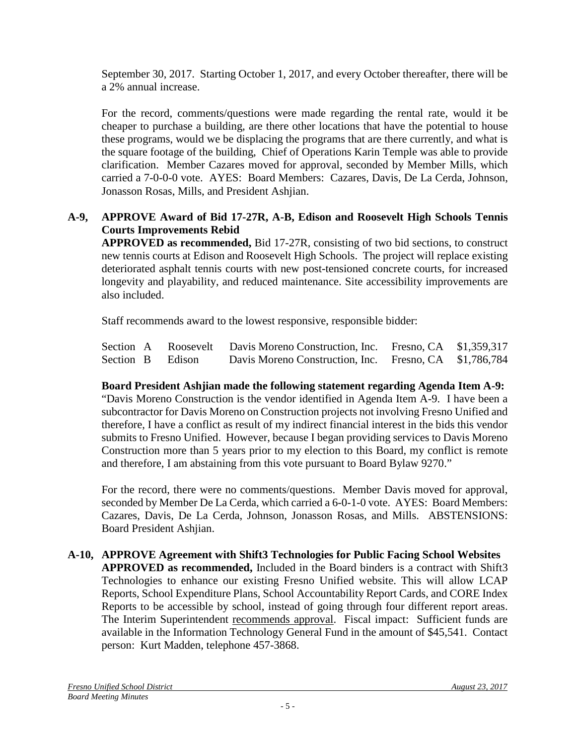September 30, 2017. Starting October 1, 2017, and every October thereafter, there will be a 2% annual increase.

For the record, comments/questions were made regarding the rental rate, would it be cheaper to purchase a building, are there other locations that have the potential to house these programs, would we be displacing the programs that are there currently, and what is the square footage of the building, Chief of Operations Karin Temple was able to provide clarification. Member Cazares moved for approval, seconded by Member Mills, which carried a 7-0-0-0 vote. AYES: Board Members: Cazares, Davis, De La Cerda, Johnson, Jonasson Rosas, Mills, and President Ashjian.

**A-9, APPROVE Award of Bid 17-27R, A-B, Edison and Roosevelt High Schools Tennis Courts Improvements Rebid**

**APPROVED as recommended,** Bid 17-27R, consisting of two bid sections, to construct new tennis courts at Edison and Roosevelt High Schools. The project will replace existing deteriorated asphalt tennis courts with new post-tensioned concrete courts, for increased longevity and playability, and reduced maintenance. Site accessibility improvements are also included.

Staff recommends award to the lowest responsive, responsible bidder:

| | | | | |
|---|---|---|---|---|
| Section A | Roosevelt | Davis Moreno Construction, Inc. | Fresno, CA | $1,359,317 |
| Section B | Edison | Davis Moreno Construction, Inc. | Fresno, CA | $1,786,784 |

**Board President Ashjian made the following statement regarding Agenda Item A-9:** "Davis Moreno Construction is the vendor identified in Agenda Item A-9. I have been a subcontractor for Davis Moreno on Construction projects not involving Fresno Unified and therefore, I have a conflict as result of my indirect financial interest in the bids this vendor submits to Fresno Unified. However, because I began providing services to Davis Moreno Construction more than 5 years prior to my election to this Board, my conflict is remote and therefore, I am abstaining from this vote pursuant to Board Bylaw 9270."

For the record, there were no comments/questions. Member Davis moved for approval, seconded by Member De La Cerda, which carried a 6-0-1-0 vote. AYES: Board Members: Cazares, Davis, De La Cerda, Johnson, Jonasson Rosas, and Mills. ABSTENSIONS: Board President Ashjian.

**A-10, APPROVE Agreement with Shift3 Technologies for Public Facing School Websites**

**APPROVED as recommended,** Included in the Board binders is a contract with Shift3 Technologies to enhance our existing Fresno Unified website. This will allow LCAP Reports, School Expenditure Plans, School Accountability Report Cards, and CORE Index Reports to be accessible by school, instead of going through four different report areas. The Interim Superintendent recommends approval. Fiscal impact: Sufficient funds are available in the Information Technology General Fund in the amount of $45,541. Contact person: Kurt Madden, telephone 457-3868.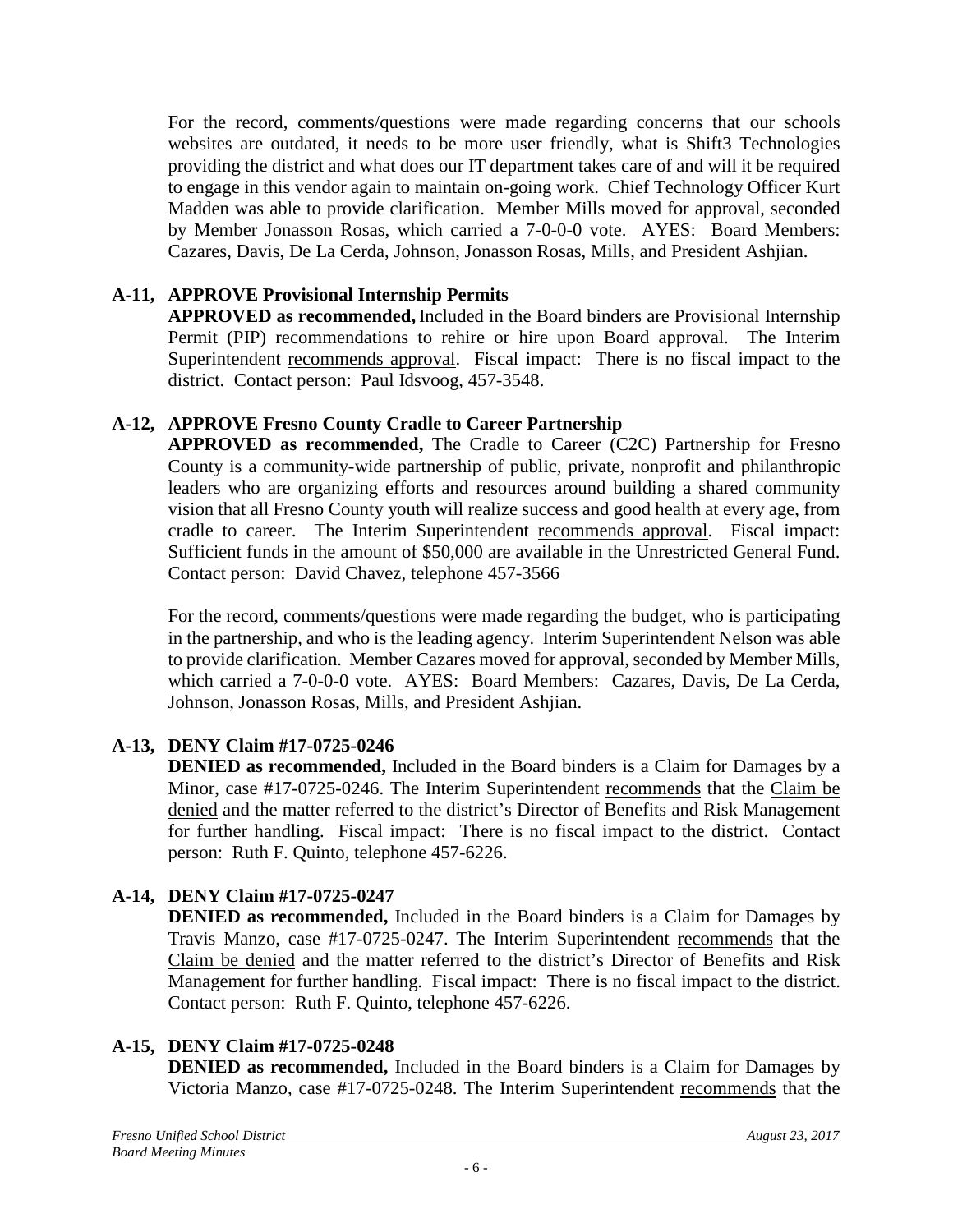For the record, comments/questions were made regarding concerns that our schools websites are outdated, it needs to be more user friendly, what is Shift3 Technologies providing the district and what does our IT department takes care of and will it be required to engage in this vendor again to maintain on-going work. Chief Technology Officer Kurt Madden was able to provide clarification. Member Mills moved for approval, seconded by Member Jonasson Rosas, which carried a 7-0-0-0 vote. AYES: Board Members: Cazares, Davis, De La Cerda, Johnson, Jonasson Rosas, Mills, and President Ashjian.

**A-11, APPROVE Provisional Internship Permits**

**APPROVED as recommended,** Included in the Board binders are Provisional Internship Permit (PIP) recommendations to rehire or hire upon Board approval. The Interim Superintendent recommends approval. Fiscal impact: There is no fiscal impact to the district. Contact person: Paul Idsvoog, 457-3548.

**A-12, APPROVE Fresno County Cradle to Career Partnership**

**APPROVED as recommended,** The Cradle to Career (C2C) Partnership for Fresno County is a community-wide partnership of public, private, nonprofit and philanthropic leaders who are organizing efforts and resources around building a shared community vision that all Fresno County youth will realize success and good health at every age, from cradle to career. The Interim Superintendent recommends approval. Fiscal impact: Sufficient funds in the amount of $50,000 are available in the Unrestricted General Fund. Contact person: David Chavez, telephone 457-3566

For the record, comments/questions were made regarding the budget, who is participating in the partnership, and who is the leading agency. Interim Superintendent Nelson was able to provide clarification. Member Cazares moved for approval, seconded by Member Mills, which carried a 7-0-0-0 vote. AYES: Board Members: Cazares, Davis, De La Cerda, Johnson, Jonasson Rosas, Mills, and President Ashjian.

**A-13, DENY Claim #17-0725-0246**

**DENIED as recommended,** Included in the Board binders is a Claim for Damages by a Minor, case #17-0725-0246. The Interim Superintendent recommends that the Claim be denied and the matter referred to the district's Director of Benefits and Risk Management for further handling. Fiscal impact: There is no fiscal impact to the district. Contact person: Ruth F. Quinto, telephone 457-6226.

**A-14, DENY Claim #17-0725-0247**

**DENIED as recommended,** Included in the Board binders is a Claim for Damages by Travis Manzo, case #17-0725-0247. The Interim Superintendent recommends that the Claim be denied and the matter referred to the district's Director of Benefits and Risk Management for further handling. Fiscal impact: There is no fiscal impact to the district. Contact person: Ruth F. Quinto, telephone 457-6226.

**A-15, DENY Claim #17-0725-0248**

**DENIED as recommended,** Included in the Board binders is a Claim for Damages by Victoria Manzo, case #17-0725-0248. The Interim Superintendent recommends that the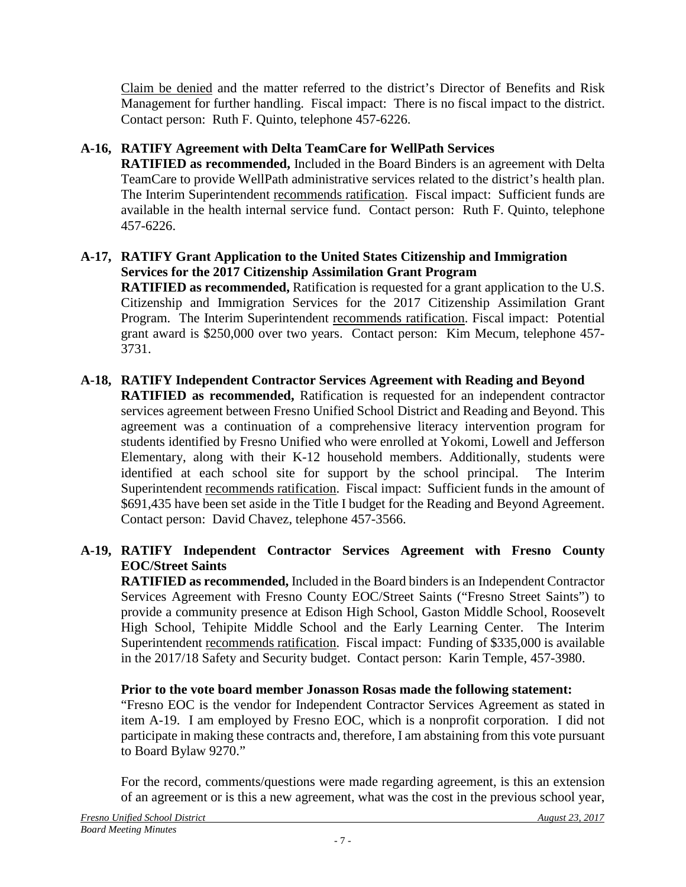Claim be denied and the matter referred to the district's Director of Benefits and Risk Management for further handling. Fiscal impact: There is no fiscal impact to the district. Contact person: Ruth F. Quinto, telephone 457-6226.

**A-16, RATIFY Agreement with Delta TeamCare for WellPath Services**

**RATIFIED as recommended,** Included in the Board Binders is an agreement with Delta TeamCare to provide WellPath administrative services related to the district's health plan. The Interim Superintendent recommends ratification. Fiscal impact: Sufficient funds are available in the health internal service fund. Contact person: Ruth F. Quinto, telephone 457-6226.

**A-17, RATIFY Grant Application to the United States Citizenship and Immigration Services for the 2017 Citizenship Assimilation Grant Program**

**RATIFIED as recommended,** Ratification is requested for a grant application to the U.S. Citizenship and Immigration Services for the 2017 Citizenship Assimilation Grant Program. The Interim Superintendent recommends ratification. Fiscal impact: Potential grant award is $250,000 over two years. Contact person: Kim Mecum, telephone 457-3731.

**A-18, RATIFY Independent Contractor Services Agreement with Reading and Beyond**

**RATIFIED as recommended,** Ratification is requested for an independent contractor services agreement between Fresno Unified School District and Reading and Beyond. This agreement was a continuation of a comprehensive literacy intervention program for students identified by Fresno Unified who were enrolled at Yokomi, Lowell and Jefferson Elementary, along with their K-12 household members. Additionally, students were identified at each school site for support by the school principal. The Interim Superintendent recommends ratification. Fiscal impact: Sufficient funds in the amount of $691,435 have been set aside in the Title I budget for the Reading and Beyond Agreement. Contact person: David Chavez, telephone 457-3566.

**A-19, RATIFY Independent Contractor Services Agreement with Fresno County EOC/Street Saints**

**RATIFIED as recommended,** Included in the Board binders is an Independent Contractor Services Agreement with Fresno County EOC/Street Saints ("Fresno Street Saints") to provide a community presence at Edison High School, Gaston Middle School, Roosevelt High School, Tehipite Middle School and the Early Learning Center. The Interim Superintendent recommends ratification. Fiscal impact: Funding of $335,000 is available in the 2017/18 Safety and Security budget. Contact person: Karin Temple, 457-3980.

**Prior to the vote board member Jonasson Rosas made the following statement:**

"Fresno EOC is the vendor for Independent Contractor Services Agreement as stated in item A-19. I am employed by Fresno EOC, which is a nonprofit corporation. I did not participate in making these contracts and, therefore, I am abstaining from this vote pursuant to Board Bylaw 9270."

For the record, comments/questions were made regarding agreement, is this an extension of an agreement or is this a new agreement, what was the cost in the previous school year,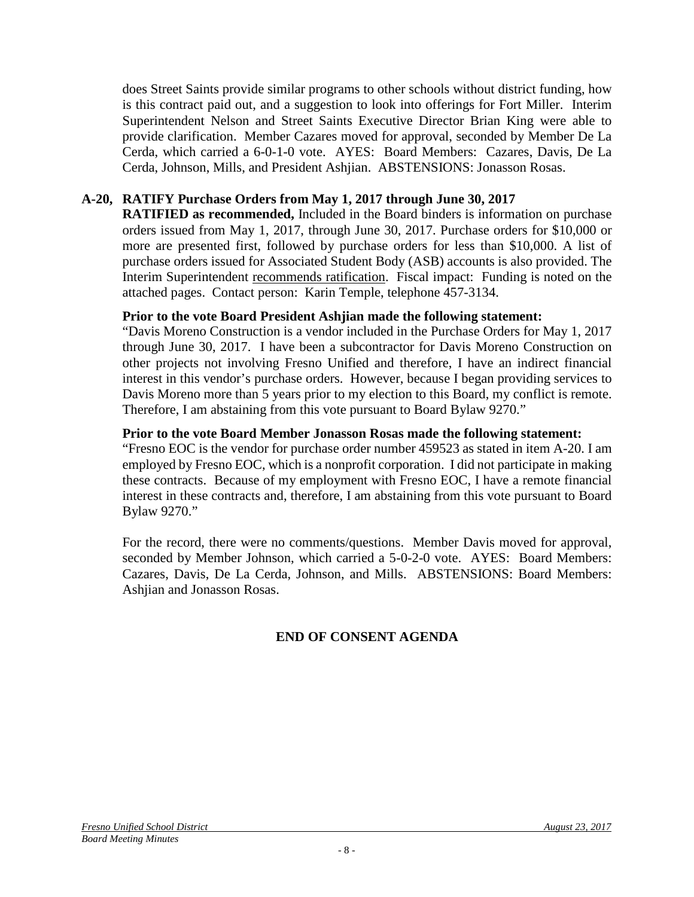does Street Saints provide similar programs to other schools without district funding, how is this contract paid out, and a suggestion to look into offerings for Fort Miller. Interim Superintendent Nelson and Street Saints Executive Director Brian King were able to provide clarification. Member Cazares moved for approval, seconded by Member De La Cerda, which carried a 6-0-1-0 vote. AYES: Board Members: Cazares, Davis, De La Cerda, Johnson, Mills, and President Ashjian. ABSTENSIONS: Jonasson Rosas.

**A-20, RATIFY Purchase Orders from May 1, 2017 through June 30, 2017**

**RATIFIED as recommended,** Included in the Board binders is information on purchase orders issued from May 1, 2017, through June 30, 2017. Purchase orders for $10,000 or more are presented first, followed by purchase orders for less than $10,000. A list of purchase orders issued for Associated Student Body (ASB) accounts is also provided. The Interim Superintendent recommends ratification. Fiscal impact: Funding is noted on the attached pages. Contact person: Karin Temple, telephone 457-3134.

**Prior to the vote Board President Ashjian made the following statement:**

"Davis Moreno Construction is a vendor included in the Purchase Orders for May 1, 2017 through June 30, 2017. I have been a subcontractor for Davis Moreno Construction on other projects not involving Fresno Unified and therefore, I have an indirect financial interest in this vendor's purchase orders. However, because I began providing services to Davis Moreno more than 5 years prior to my election to this Board, my conflict is remote. Therefore, I am abstaining from this vote pursuant to Board Bylaw 9270."

**Prior to the vote Board Member Jonasson Rosas made the following statement:**

"Fresno EOC is the vendor for purchase order number 459523 as stated in item A-20. I am employed by Fresno EOC, which is a nonprofit corporation. I did not participate in making these contracts. Because of my employment with Fresno EOC, I have a remote financial interest in these contracts and, therefore, I am abstaining from this vote pursuant to Board Bylaw 9270."

For the record, there were no comments/questions. Member Davis moved for approval, seconded by Member Johnson, which carried a 5-0-2-0 vote. AYES: Board Members: Cazares, Davis, De La Cerda, Johnson, and Mills. ABSTENSIONS: Board Members: Ashjian and Jonasson Rosas.

**END OF CONSENT AGENDA**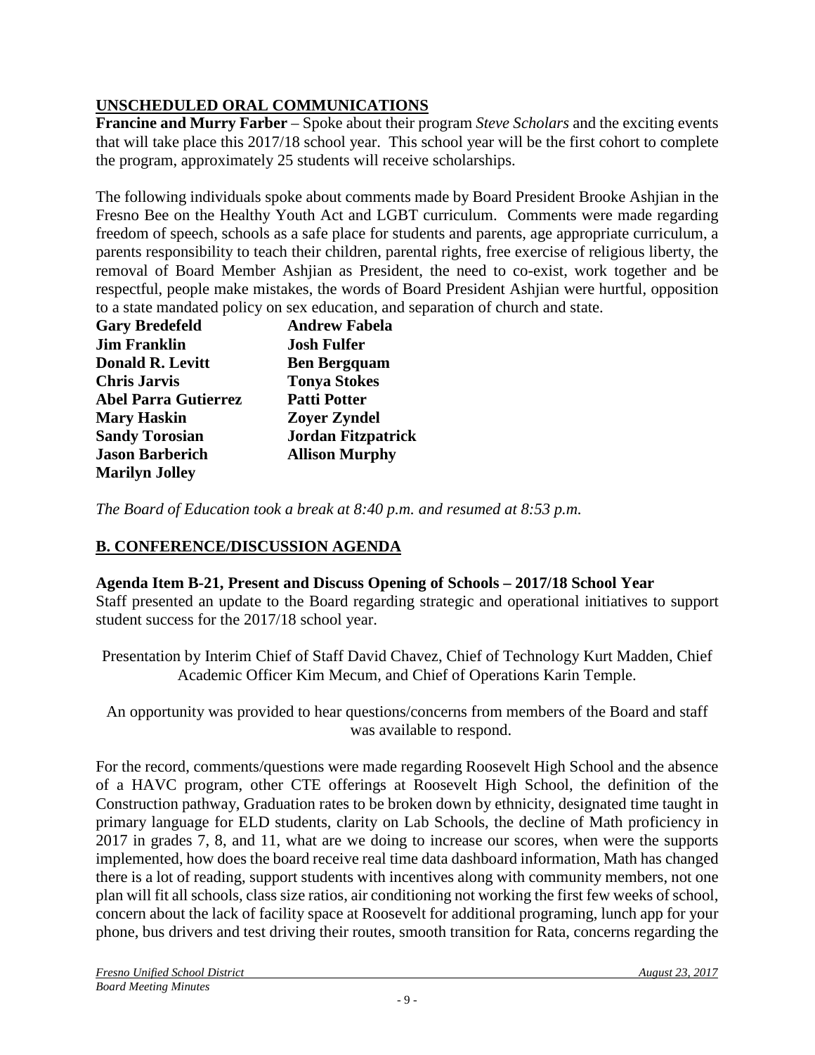## UNSCHEDULED ORAL COMMUNICATIONS

**Francine and Murry Farber** – Spoke about their program *Steve Scholars* and the exciting events that will take place this 2017/18 school year. This school year will be the first cohort to complete the program, approximately 25 students will receive scholarships.

The following individuals spoke about comments made by Board President Brooke Ashjian in the Fresno Bee on the Healthy Youth Act and LGBT curriculum. Comments were made regarding freedom of speech, schools as a safe place for students and parents, age appropriate curriculum, a parents responsibility to teach their children, parental rights, free exercise of religious liberty, the removal of Board Member Ashjian as President, the need to co-exist, work together and be respectful, people make mistakes, the words of Board President Ashjian were hurtful, opposition to a state mandated policy on sex education, and separation of church and state.

| | |
|---|---|
| **Gary Bredefeld** | **Andrew Fabela** |
| **Jim Franklin** | **Josh Fulfer** |
| **Donald R. Levitt** | **Ben Bergquam** |
| **Chris Jarvis** | **Tonya Stokes** |
| **Abel Parra Gutierrez** | **Patti Potter** |
| **Mary Haskin** | **Zoyer Zyndel** |
| **Sandy Torosian** | **Jordan Fitzpatrick** |
| **Jason Barberich** | **Allison Murphy** |
| **Marilyn Jolley** | |

*The Board of Education took a break at 8:40 p.m. and resumed at 8:53 p.m.*

## B. CONFERENCE/DISCUSSION AGENDA

**Agenda Item B-21, Present and Discuss Opening of Schools – 2017/18 School Year**
Staff presented an update to the Board regarding strategic and operational initiatives to support student success for the 2017/18 school year.

Presentation by Interim Chief of Staff David Chavez, Chief of Technology Kurt Madden, Chief Academic Officer Kim Mecum, and Chief of Operations Karin Temple.

An opportunity was provided to hear questions/concerns from members of the Board and staff was available to respond.

For the record, comments/questions were made regarding Roosevelt High School and the absence of a HAVC program, other CTE offerings at Roosevelt High School, the definition of the Construction pathway, Graduation rates to be broken down by ethnicity, designated time taught in primary language for ELD students, clarity on Lab Schools, the decline of Math proficiency in 2017 in grades 7, 8, and 11, what are we doing to increase our scores, when were the supports implemented, how does the board receive real time data dashboard information, Math has changed there is a lot of reading, support students with incentives along with community members, not one plan will fit all schools, class size ratios, air conditioning not working the first few weeks of school, concern about the lack of facility space at Roosevelt for additional programing, lunch app for your phone, bus drivers and test driving their routes, smooth transition for Rata, concerns regarding the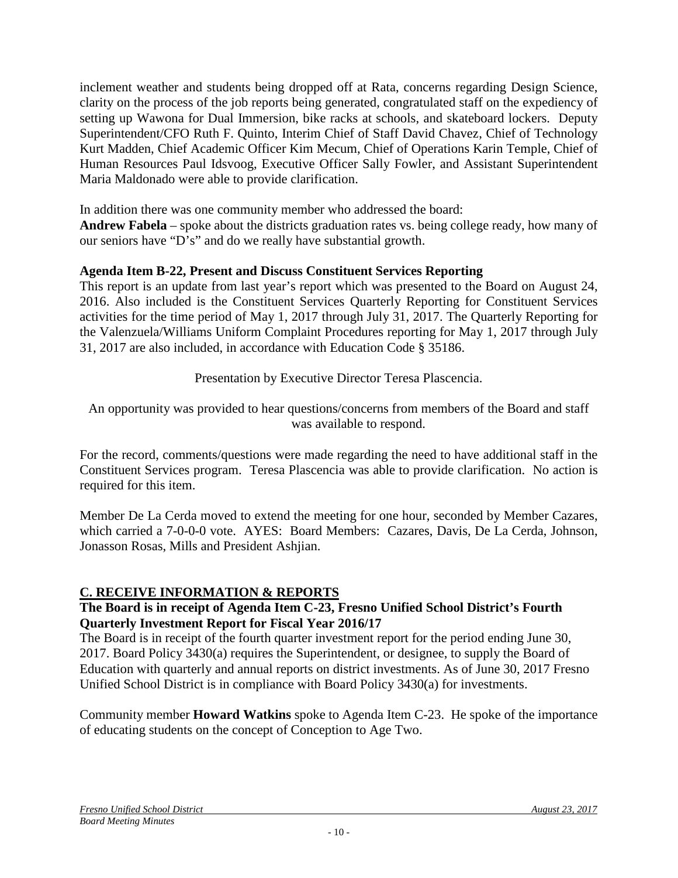inclement weather and students being dropped off at Rata, concerns regarding Design Science, clarity on the process of the job reports being generated, congratulated staff on the expediency of setting up Wawona for Dual Immersion, bike racks at schools, and skateboard lockers. Deputy Superintendent/CFO Ruth F. Quinto, Interim Chief of Staff David Chavez, Chief of Technology Kurt Madden, Chief Academic Officer Kim Mecum, Chief of Operations Karin Temple, Chief of Human Resources Paul Idsvoog, Executive Officer Sally Fowler, and Assistant Superintendent Maria Maldonado were able to provide clarification.

In addition there was one community member who addressed the board:
**Andrew Fabela** – spoke about the districts graduation rates vs. being college ready, how many of our seniors have "D's" and do we really have substantial growth.

**Agenda Item B-22, Present and Discuss Constituent Services Reporting**
This report is an update from last year's report which was presented to the Board on August 24, 2016. Also included is the Constituent Services Quarterly Reporting for Constituent Services activities for the time period of May 1, 2017 through July 31, 2017. The Quarterly Reporting for the Valenzuela/Williams Uniform Complaint Procedures reporting for May 1, 2017 through July 31, 2017 are also included, in accordance with Education Code § 35186.

Presentation by Executive Director Teresa Plascencia.

An opportunity was provided to hear questions/concerns from members of the Board and staff was available to respond.

For the record, comments/questions were made regarding the need to have additional staff in the Constituent Services program. Teresa Plascencia was able to provide clarification. No action is required for this item.

Member De La Cerda moved to extend the meeting for one hour, seconded by Member Cazares, which carried a 7-0-0-0 vote. AYES: Board Members: Cazares, Davis, De La Cerda, Johnson, Jonasson Rosas, Mills and President Ashjian.

## C. RECEIVE INFORMATION & REPORTS

**The Board is in receipt of Agenda Item C-23, Fresno Unified School District's Fourth Quarterly Investment Report for Fiscal Year 2016/17**
The Board is in receipt of the fourth quarter investment report for the period ending June 30, 2017. Board Policy 3430(a) requires the Superintendent, or designee, to supply the Board of Education with quarterly and annual reports on district investments. As of June 30, 2017 Fresno Unified School District is in compliance with Board Policy 3430(a) for investments.

Community member **Howard Watkins** spoke to Agenda Item C-23. He spoke of the importance of educating students on the concept of Conception to Age Two.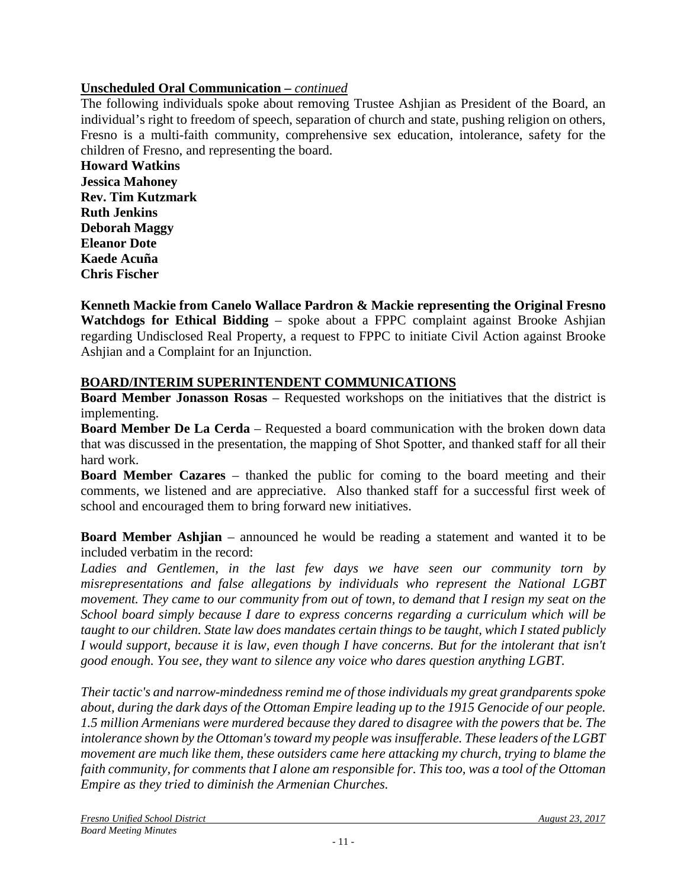**Unscheduled Oral Communication –** *continued*

The following individuals spoke about removing Trustee Ashjian as President of the Board, an individual's right to freedom of speech, separation of church and state, pushing religion on others, Fresno is a multi-faith community, comprehensive sex education, intolerance, safety for the children of Fresno, and representing the board.

**Howard Watkins**
**Jessica Mahoney**
**Rev. Tim Kutzmark**
**Ruth Jenkins**
**Deborah Maggy**
**Eleanor Dote**
**Kaede Acuña**
**Chris Fischer**

**Kenneth Mackie from Canelo Wallace Pardron & Mackie representing the Original Fresno Watchdogs for Ethical Bidding** – spoke about a FPPC complaint against Brooke Ashjian regarding Undisclosed Real Property, a request to FPPC to initiate Civil Action against Brooke Ashjian and a Complaint for an Injunction.

**BOARD/INTERIM SUPERINTENDENT COMMUNICATIONS**

**Board Member Jonasson Rosas** – Requested workshops on the initiatives that the district is implementing.

**Board Member De La Cerda** – Requested a board communication with the broken down data that was discussed in the presentation, the mapping of Shot Spotter, and thanked staff for all their hard work.

**Board Member Cazares** – thanked the public for coming to the board meeting and their comments, we listened and are appreciative. Also thanked staff for a successful first week of school and encouraged them to bring forward new initiatives.

**Board Member Ashjian** – announced he would be reading a statement and wanted it to be included verbatim in the record:

*Ladies and Gentlemen, in the last few days we have seen our community torn by misrepresentations and false allegations by individuals who represent the National LGBT movement. They came to our community from out of town, to demand that I resign my seat on the School board simply because I dare to express concerns regarding a curriculum which will be taught to our children. State law does mandates certain things to be taught, which I stated publicly I would support, because it is law, even though I have concerns. But for the intolerant that isn't good enough. You see, they want to silence any voice who dares question anything LGBT.*

*Their tactic's and narrow-mindedness remind me of those individuals my great grandparents spoke about, during the dark days of the Ottoman Empire leading up to the 1915 Genocide of our people. 1.5 million Armenians were murdered because they dared to disagree with the powers that be. The intolerance shown by the Ottoman's toward my people was insufferable. These leaders of the LGBT movement are much like them, these outsiders came here attacking my church, trying to blame the faith community, for comments that I alone am responsible for. This too, was a tool of the Ottoman Empire as they tried to diminish the Armenian Churches.*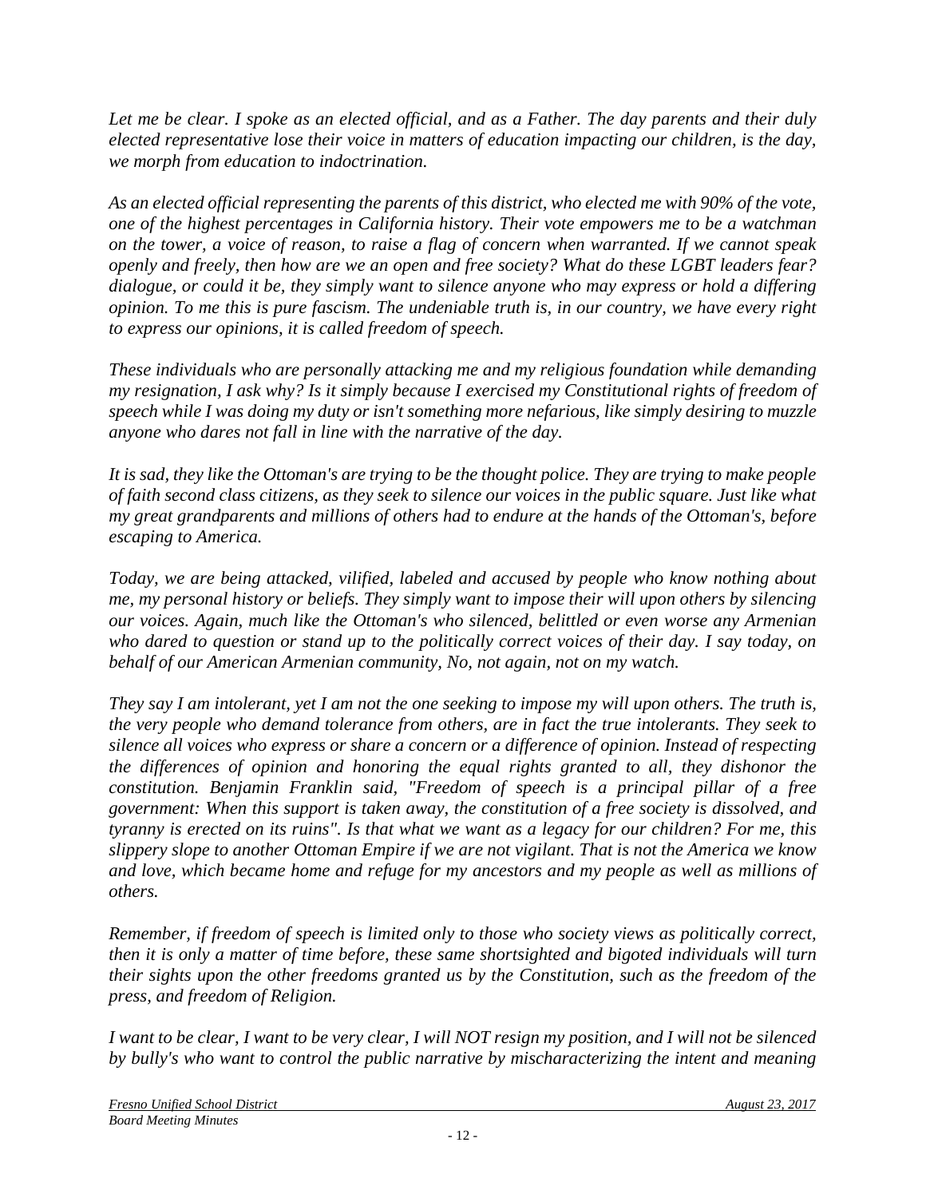*Let me be clear. I spoke as an elected official, and as a Father. The day parents and their duly elected representative lose their voice in matters of education impacting our children, is the day, we morph from education to indoctrination.*

*As an elected official representing the parents of this district, who elected me with 90% of the vote, one of the highest percentages in California history. Their vote empowers me to be a watchman on the tower, a voice of reason, to raise a flag of concern when warranted. If we cannot speak openly and freely, then how are we an open and free society? What do these LGBT leaders fear? dialogue, or could it be, they simply want to silence anyone who may express or hold a differing opinion. To me this is pure fascism. The undeniable truth is, in our country, we have every right to express our opinions, it is called freedom of speech.*

*These individuals who are personally attacking me and my religious foundation while demanding my resignation, I ask why? Is it simply because I exercised my Constitutional rights of freedom of speech while I was doing my duty or isn't something more nefarious, like simply desiring to muzzle anyone who dares not fall in line with the narrative of the day.*

*It is sad, they like the Ottoman's are trying to be the thought police. They are trying to make people of faith second class citizens, as they seek to silence our voices in the public square. Just like what my great grandparents and millions of others had to endure at the hands of the Ottoman's, before escaping to America.*

*Today, we are being attacked, vilified, labeled and accused by people who know nothing about me, my personal history or beliefs. They simply want to impose their will upon others by silencing our voices. Again, much like the Ottoman's who silenced, belittled or even worse any Armenian who dared to question or stand up to the politically correct voices of their day. I say today, on behalf of our American Armenian community, No, not again, not on my watch.*

*They say I am intolerant, yet I am not the one seeking to impose my will upon others. The truth is, the very people who demand tolerance from others, are in fact the true intolerants. They seek to silence all voices who express or share a concern or a difference of opinion. Instead of respecting the differences of opinion and honoring the equal rights granted to all, they dishonor the constitution. Benjamin Franklin said, "Freedom of speech is a principal pillar of a free government: When this support is taken away, the constitution of a free society is dissolved, and tyranny is erected on its ruins". Is that what we want as a legacy for our children? For me, this slippery slope to another Ottoman Empire if we are not vigilant. That is not the America we know and love, which became home and refuge for my ancestors and my people as well as millions of others.*

*Remember, if freedom of speech is limited only to those who society views as politically correct, then it is only a matter of time before, these same shortsighted and bigoted individuals will turn their sights upon the other freedoms granted us by the Constitution, such as the freedom of the press, and freedom of Religion.*

*I want to be clear, I want to be very clear, I will NOT resign my position, and I will not be silenced by bully's who want to control the public narrative by mischaracterizing the intent and meaning*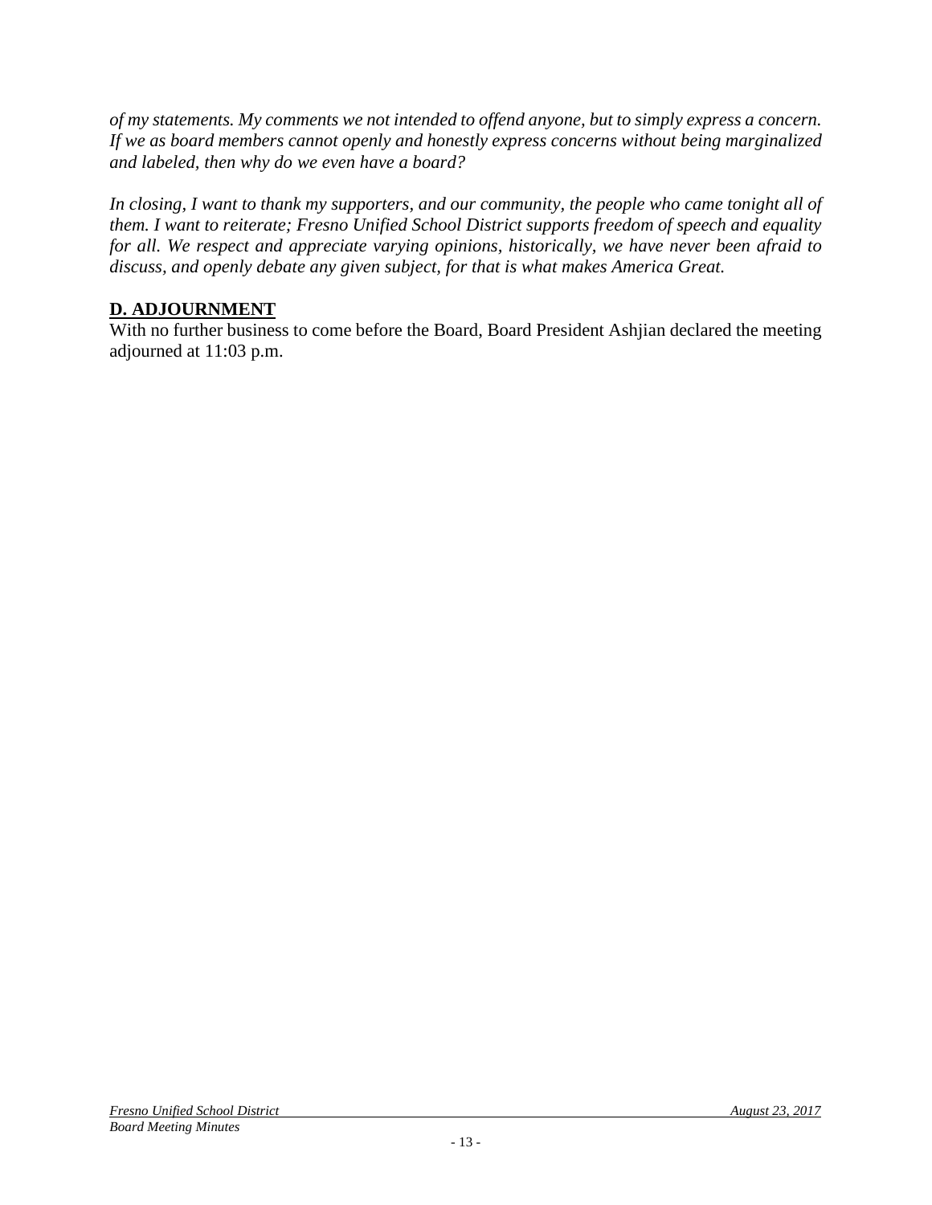*of my statements. My comments we not intended to offend anyone, but to simply express a concern. If we as board members cannot openly and honestly express concerns without being marginalized and labeled, then why do we even have a board?*

*In closing, I want to thank my supporters, and our community, the people who came tonight all of them. I want to reiterate; Fresno Unified School District supports freedom of speech and equality for all. We respect and appreciate varying opinions, historically, we have never been afraid to discuss, and openly debate any given subject, for that is what makes America Great.*

## D. ADJOURNMENT

With no further business to come before the Board, Board President Ashjian declared the meeting adjourned at 11:03 p.m.